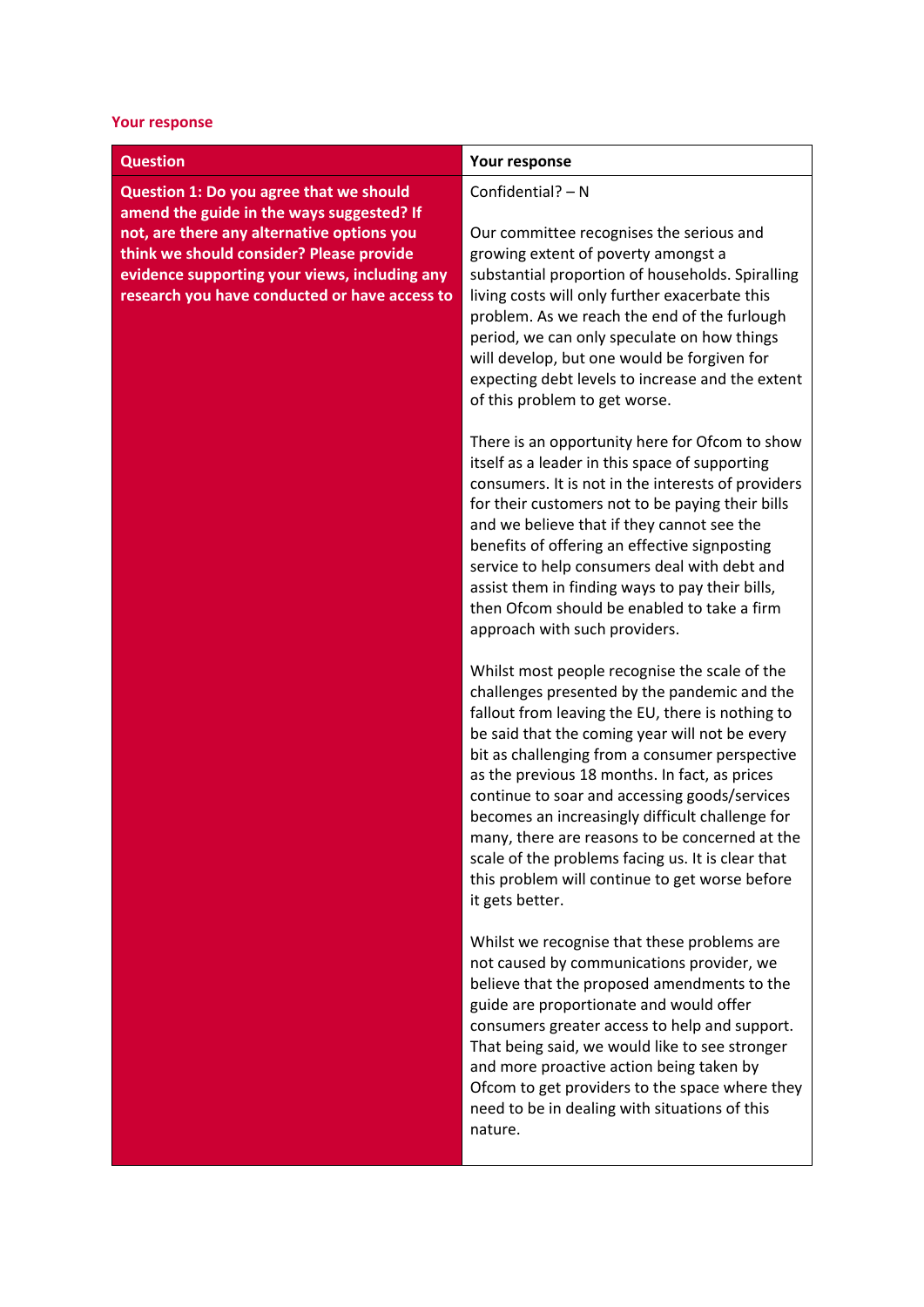**Your response**

| Question | Your response |
|---|---|
| **Question 1: Do you agree that we should amend the guide in the ways suggested? If not, are there any alternative options you think we should consider? Please provide evidence supporting your views, including any research you have conducted or have access to** | Confidential? – N<br><br>Our committee recognises the serious and growing extent of poverty amongst a substantial proportion of households. Spiralling living costs will only further exacerbate this problem. As we reach the end of the furlough period, we can only speculate on how things will develop, but one would be forgiven for expecting debt levels to increase and the extent of this problem to get worse.<br><br>There is an opportunity here for Ofcom to show itself as a leader in this space of supporting consumers. It is not in the interests of providers for their customers not to be paying their bills and we believe that if they cannot see the benefits of offering an effective signposting service to help consumers deal with debt and assist them in finding ways to pay their bills, then Ofcom should be enabled to take a firm approach with such providers.<br><br>Whilst most people recognise the scale of the challenges presented by the pandemic and the fallout from leaving the EU, there is nothing to be said that the coming year will not be every bit as challenging from a consumer perspective as the previous 18 months. In fact, as prices continue to soar and accessing goods/services becomes an increasingly difficult challenge for many, there are reasons to be concerned at the scale of the problems facing us. It is clear that this problem will continue to get worse before it gets better.<br><br>Whilst we recognise that these problems are not caused by communications provider, we believe that the proposed amendments to the guide are proportionate and would offer consumers greater access to help and support. That being said, we would like to see stronger and more proactive action being taken by Ofcom to get providers to the space where they need to be in dealing with situations of this nature. |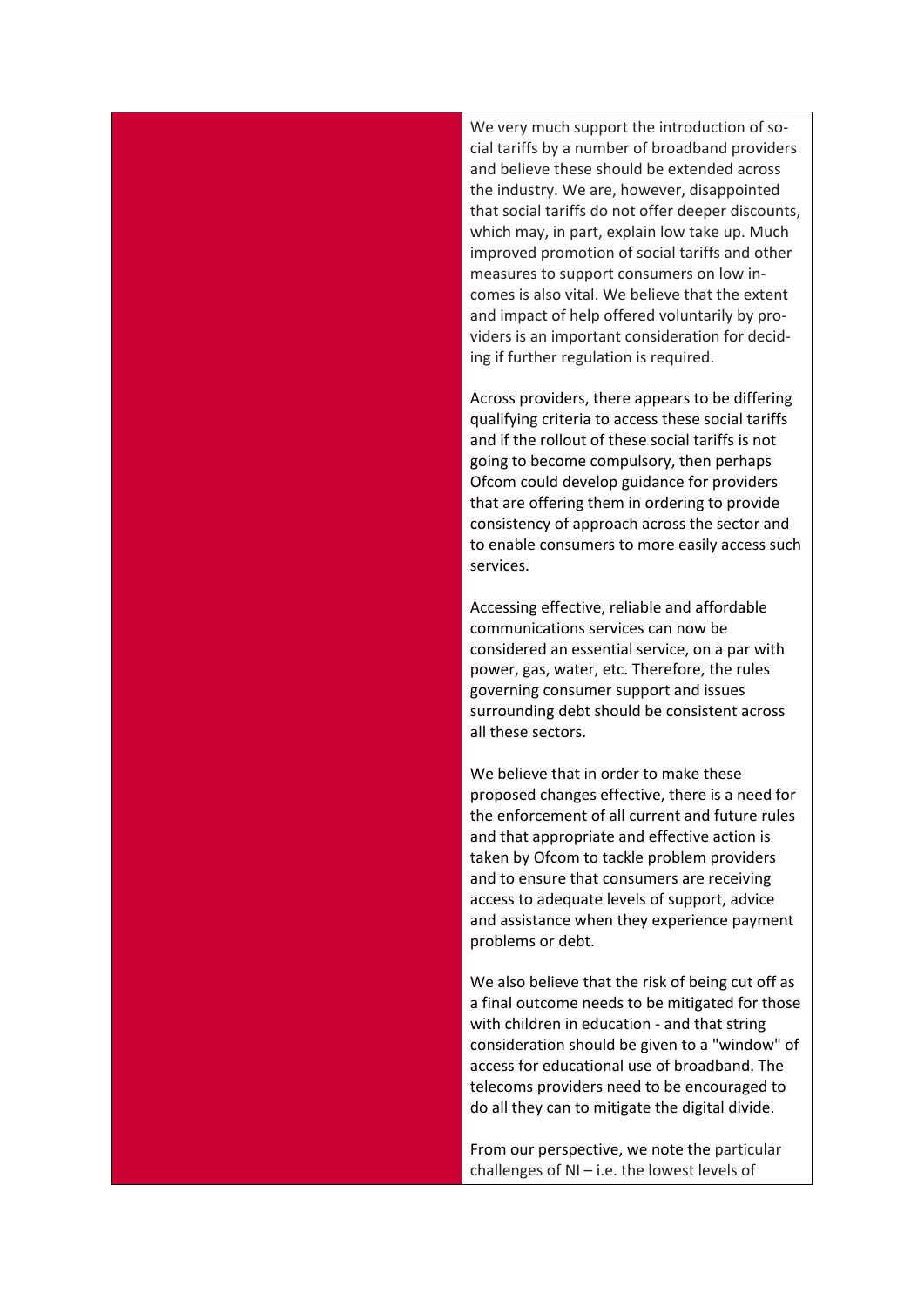We very much support the introduction of social tariffs by a number of broadband providers and believe these should be extended across the industry. We are, however, disappointed that social tariffs do not offer deeper discounts, which may, in part, explain low take up. Much improved promotion of social tariffs and other measures to support consumers on low incomes is also vital. We believe that the extent and impact of help offered voluntarily by providers is an important consideration for deciding if further regulation is required.

Across providers, there appears to be differing qualifying criteria to access these social tariffs and if the rollout of these social tariffs is not going to become compulsory, then perhaps Ofcom could develop guidance for providers that are offering them in ordering to provide consistency of approach across the sector and to enable consumers to more easily access such services.

Accessing effective, reliable and affordable communications services can now be considered an essential service, on a par with power, gas, water, etc. Therefore, the rules governing consumer support and issues surrounding debt should be consistent across all these sectors.

We believe that in order to make these proposed changes effective, there is a need for the enforcement of all current and future rules and that appropriate and effective action is taken by Ofcom to tackle problem providers and to ensure that consumers are receiving access to adequate levels of support, advice and assistance when they experience payment problems or debt.

We also believe that the risk of being cut off as a final outcome needs to be mitigated for those with children in education - and that string consideration should be given to a "window" of access for educational use of broadband. The telecoms providers need to be encouraged to do all they can to mitigate the digital divide.

From our perspective, we note the particular challenges of NI – i.e. the lowest levels of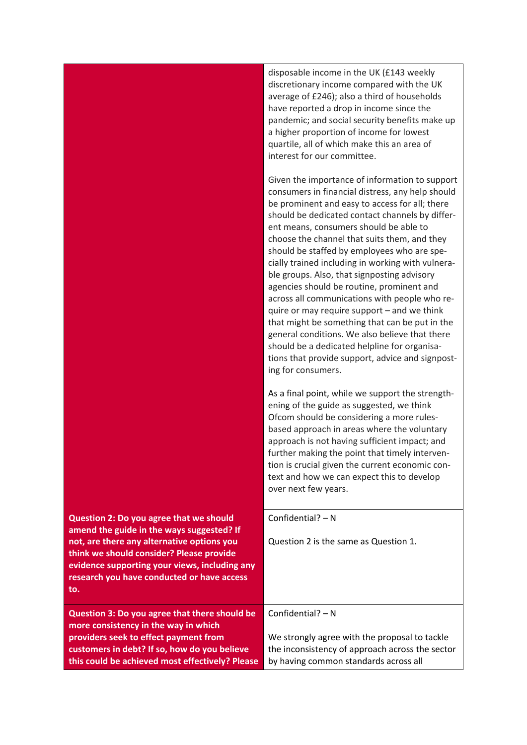| | |
|---|---|
| | disposable income in the UK (£143 weekly discretionary income compared with the UK average of £246); also a third of households have reported a drop in income since the pandemic; and social security benefits make up a higher proportion of income for lowest quartile, all of which make this an area of interest for our committee.<br><br>Given the importance of information to support consumers in financial distress, any help should be prominent and easy to access for all; there should be dedicated contact channels by different means, consumers should be able to choose the channel that suits them, and they should be staffed by employees who are specially trained including in working with vulnerable groups. Also, that signposting advisory agencies should be routine, prominent and across all communications with people who require or may require support – and we think that might be something that can be put in the general conditions. We also believe that there should be a dedicated helpline for organisations that provide support, advice and signposting for consumers.<br><br>As a final point, while we support the strengthening of the guide as suggested, we think Ofcom should be considering a more rules-based approach in areas where the voluntary approach is not having sufficient impact; and further making the point that timely intervention is crucial given the current economic context and how we can expect this to develop over next few years. |
| **Question 2: Do you agree that we should amend the guide in the ways suggested? If not, are there any alternative options you think we should consider? Please provide evidence supporting your views, including any research you have conducted or have access to.** | Confidential? – N<br><br>Question 2 is the same as Question 1. |
| **Question 3: Do you agree that there should be more consistency in the way in which providers seek to effect payment from customers in debt? If so, how do you believe this could be achieved most effectively? Please** | Confidential? – N<br><br>We strongly agree with the proposal to tackle the inconsistency of approach across the sector by having common standards across all |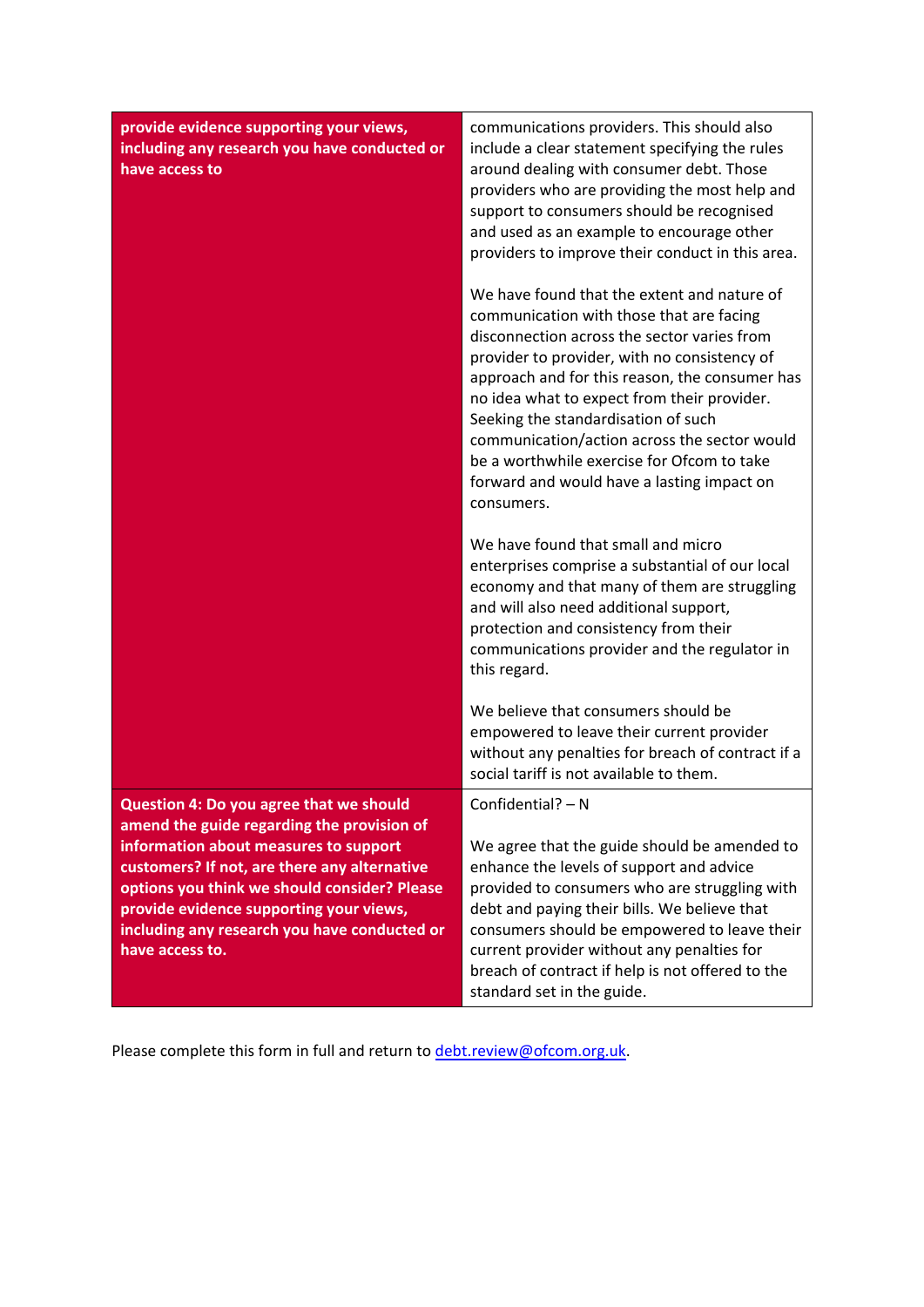| | |
|---|---|
| **provide evidence supporting your views, including any research you have conducted or have access to** | communications providers. This should also include a clear statement specifying the rules around dealing with consumer debt. Those providers who are providing the most help and support to consumers should be recognised and used as an example to encourage other providers to improve their conduct in this area.<br><br>We have found that the extent and nature of communication with those that are facing disconnection across the sector varies from provider to provider, with no consistency of approach and for this reason, the consumer has no idea what to expect from their provider. Seeking the standardisation of such communication/action across the sector would be a worthwhile exercise for Ofcom to take forward and would have a lasting impact on consumers.<br><br>We have found that small and micro enterprises comprise a substantial of our local economy and that many of them are struggling and will also need additional support, protection and consistency from their communications provider and the regulator in this regard.<br><br>We believe that consumers should be empowered to leave their current provider without any penalties for breach of contract if a social tariff is not available to them. |
| **Question 4: Do you agree that we should amend the guide regarding the provision of information about measures to support customers? If not, are there any alternative options you think we should consider? Please provide evidence supporting your views, including any research you have conducted or have access to.** | Confidential? – N<br><br>We agree that the guide should be amended to enhance the levels of support and advice provided to consumers who are struggling with debt and paying their bills. We believe that consumers should be empowered to leave their current provider without any penalties for breach of contract if help is not offered to the standard set in the guide. |

Please complete this form in full and return to [debt.review@ofcom.org.uk](mailto:debt.review@ofcom.org.uk).